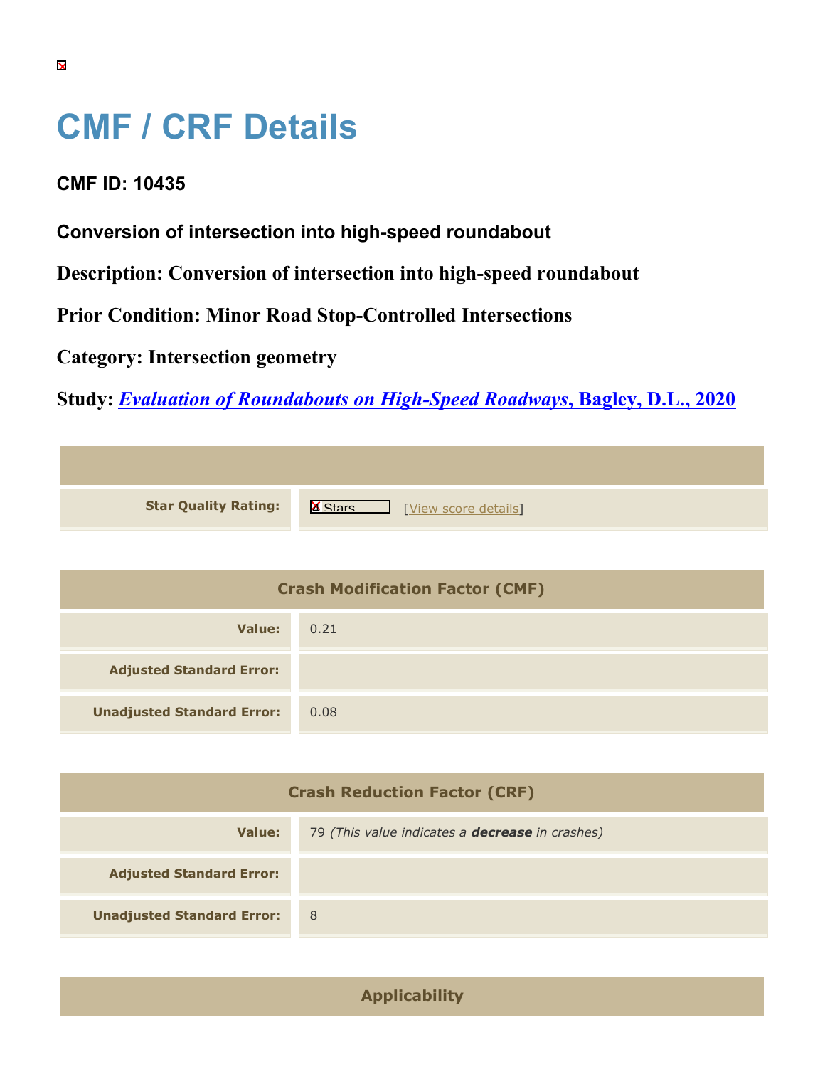# CMF / CRF Details

## CMF ID: 10435

### Conversion of intersection into high-speed roundabout

**Description: Conversion of intersection into high-speed roundabout**

**Prior Condition: Minor Road Stop-Controlled Intersections**

**Category: Intersection geometry**

**Study: *Evaluation of Roundabouts on High-Speed Roadways*, Bagley, D.L., 2020**

| | |
|---|---|
| **Star Quality Rating:** | Stars [View score details] |

| Crash Modification Factor (CMF) | |
|---|---|
| **Value:** | 0.21 |
| **Adjusted Standard Error:** | |
| **Unadjusted Standard Error:** | 0.08 |

| Crash Reduction Factor (CRF) | |
|---|---|
| **Value:** | 79 *(This value indicates a **decrease** in crashes)* |
| **Adjusted Standard Error:** | |
| **Unadjusted Standard Error:** | 8 |

| Applicability |
|---|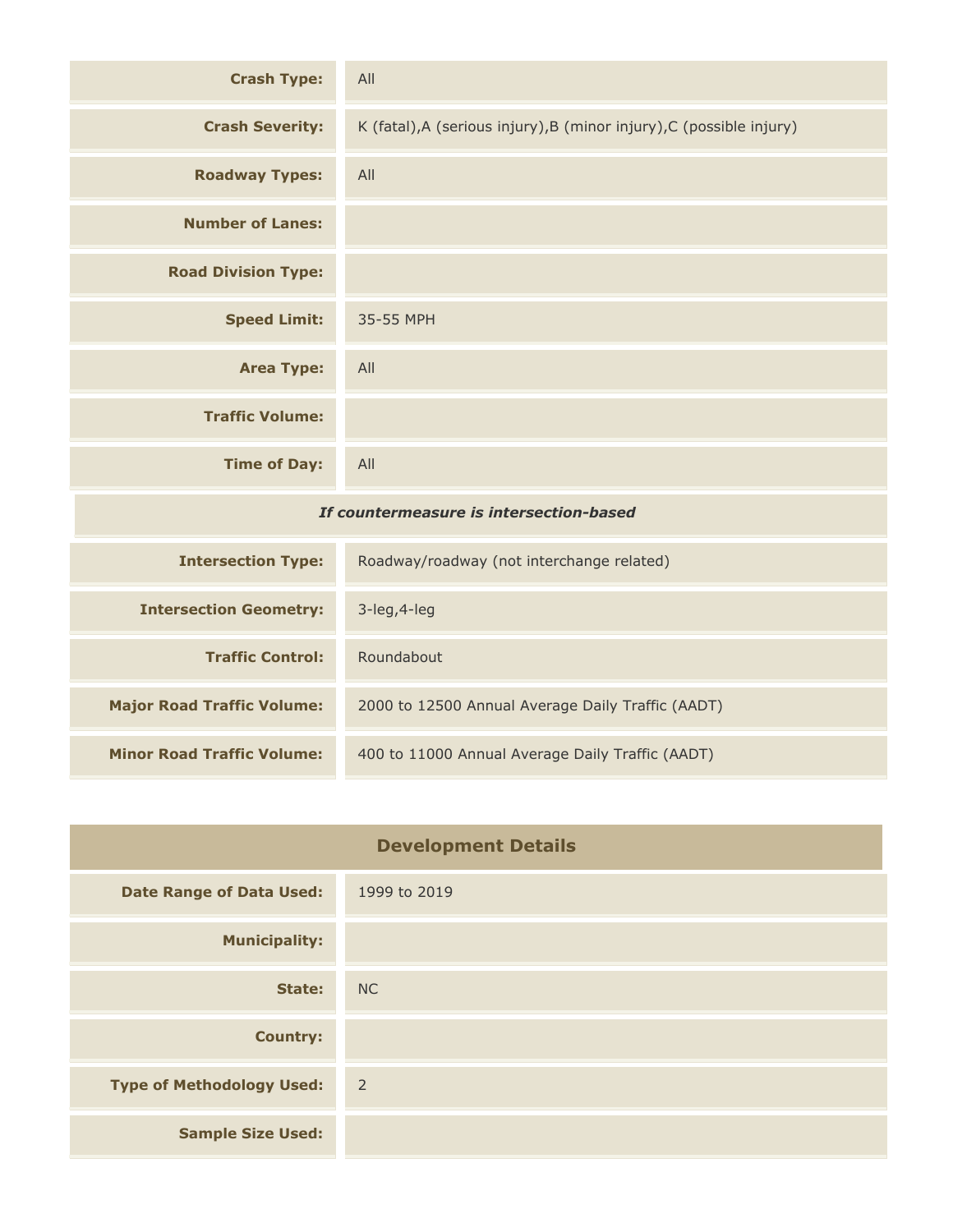| | |
|---|---|
| **Crash Type:** | All |
| **Crash Severity:** | K (fatal),A (serious injury),B (minor injury),C (possible injury) |
| **Roadway Types:** | All |
| **Number of Lanes:** | |
| **Road Division Type:** | |
| **Speed Limit:** | 35-55 MPH |
| **Area Type:** | All |
| **Traffic Volume:** | |
| **Time of Day:** | All |
| ***If countermeasure is intersection-based*** | |
| **Intersection Type:** | Roadway/roadway (not interchange related) |
| **Intersection Geometry:** | 3-leg,4-leg |
| **Traffic Control:** | Roundabout |
| **Major Road Traffic Volume:** | 2000 to 12500 Annual Average Daily Traffic (AADT) |
| **Minor Road Traffic Volume:** | 400 to 11000 Annual Average Daily Traffic (AADT) |

## Development Details

| | |
|---|---|
| **Date Range of Data Used:** | 1999 to 2019 |
| **Municipality:** | |
| **State:** | NC |
| **Country:** | |
| **Type of Methodology Used:** | 2 |
| **Sample Size Used:** | |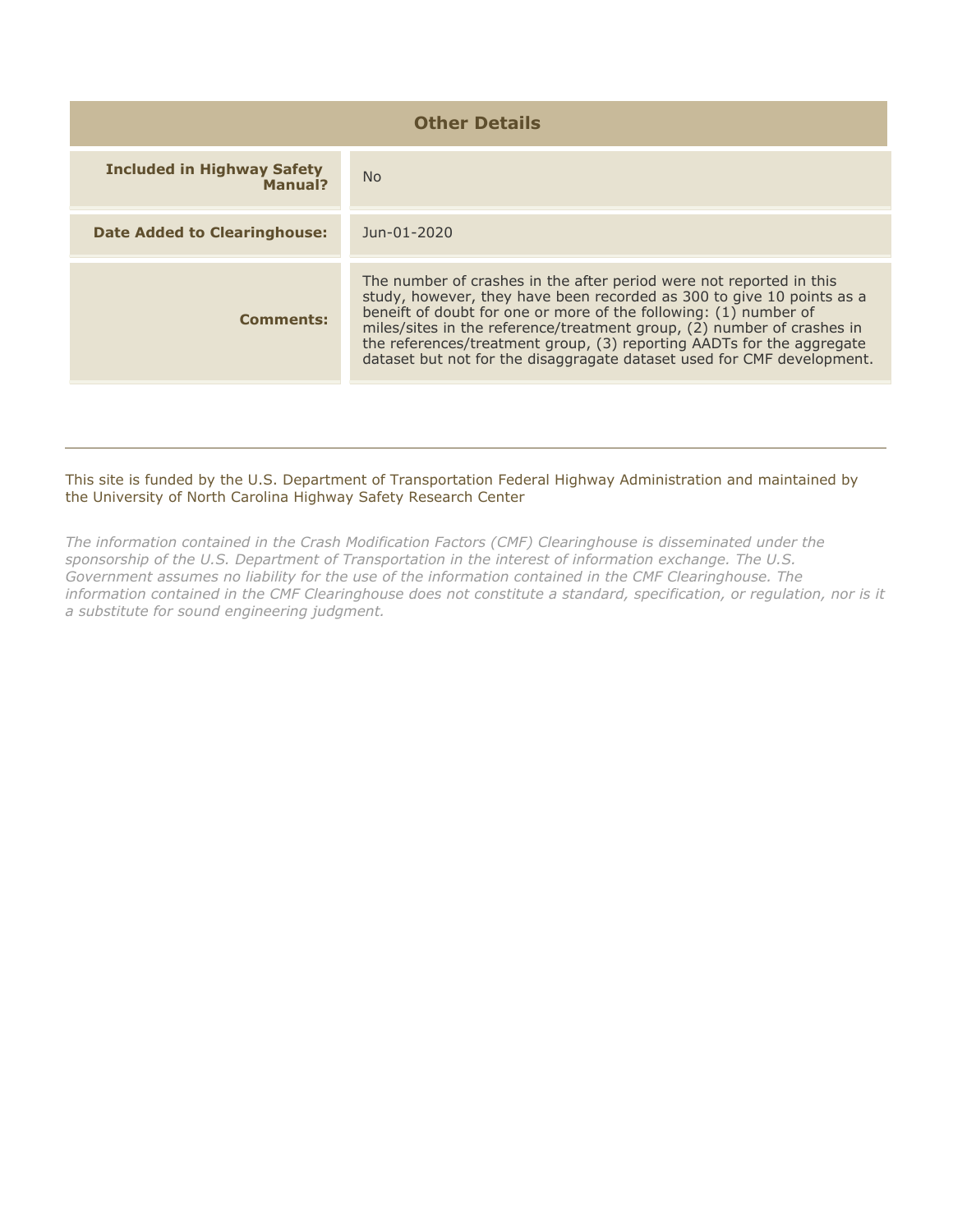## Other Details

| | |
|---|---|
| **Included in Highway Safety Manual?** | No |
| **Date Added to Clearinghouse:** | Jun-01-2020 |
| **Comments:** | The number of crashes in the after period were not reported in this study, however, they have been recorded as 300 to give 10 points as a beneift of doubt for one or more of the following: (1) number of miles/sites in the reference/treatment group, (2) number of crashes in the references/treatment group, (3) reporting AADTs for the aggregate dataset but not for the disaggragate dataset used for CMF development. |

---

This site is funded by the U.S. Department of Transportation Federal Highway Administration and maintained by the University of North Carolina Highway Safety Research Center

*The information contained in the Crash Modification Factors (CMF) Clearinghouse is disseminated under the sponsorship of the U.S. Department of Transportation in the interest of information exchange. The U.S. Government assumes no liability for the use of the information contained in the CMF Clearinghouse. The information contained in the CMF Clearinghouse does not constitute a standard, specification, or regulation, nor is it a substitute for sound engineering judgment.*